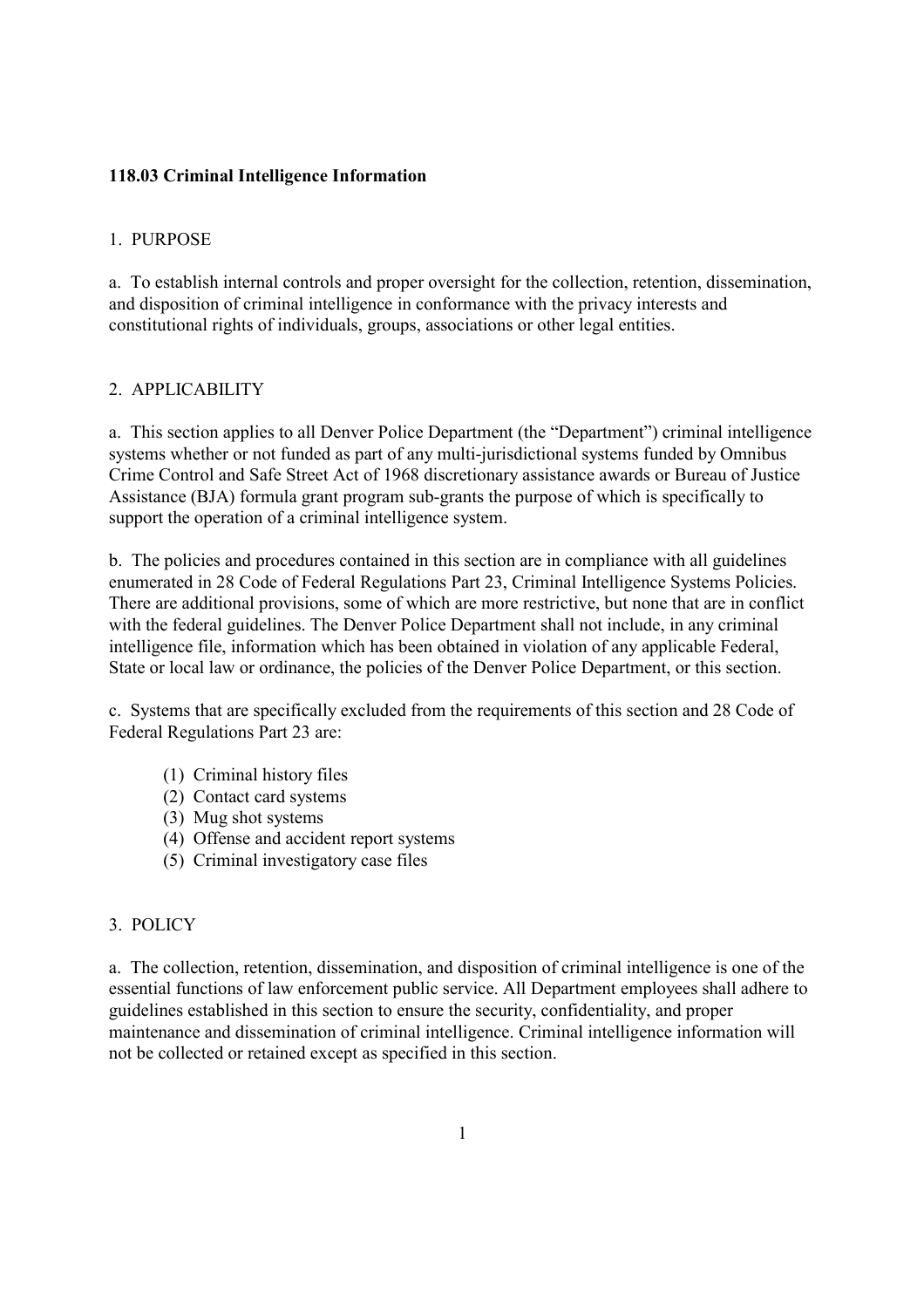**118.03 Criminal Intelligence Information**

1. PURPOSE

a. To establish internal controls and proper oversight for the collection, retention, dissemination, and disposition of criminal intelligence in conformance with the privacy interests and constitutional rights of individuals, groups, associations or other legal entities.

2. APPLICABILITY

a. This section applies to all Denver Police Department (the "Department") criminal intelligence systems whether or not funded as part of any multi-jurisdictional systems funded by Omnibus Crime Control and Safe Street Act of 1968 discretionary assistance awards or Bureau of Justice Assistance (BJA) formula grant program sub-grants the purpose of which is specifically to support the operation of a criminal intelligence system.

b. The policies and procedures contained in this section are in compliance with all guidelines enumerated in 28 Code of Federal Regulations Part 23, Criminal Intelligence Systems Policies. There are additional provisions, some of which are more restrictive, but none that are in conflict with the federal guidelines. The Denver Police Department shall not include, in any criminal intelligence file, information which has been obtained in violation of any applicable Federal, State or local law or ordinance, the policies of the Denver Police Department, or this section.

c. Systems that are specifically excluded from the requirements of this section and 28 Code of Federal Regulations Part 23 are:

(1) Criminal history files
(2) Contact card systems
(3) Mug shot systems
(4) Offense and accident report systems
(5) Criminal investigatory case files

3. POLICY

a. The collection, retention, dissemination, and disposition of criminal intelligence is one of the essential functions of law enforcement public service. All Department employees shall adhere to guidelines established in this section to ensure the security, confidentiality, and proper maintenance and dissemination of criminal intelligence. Criminal intelligence information will not be collected or retained except as specified in this section.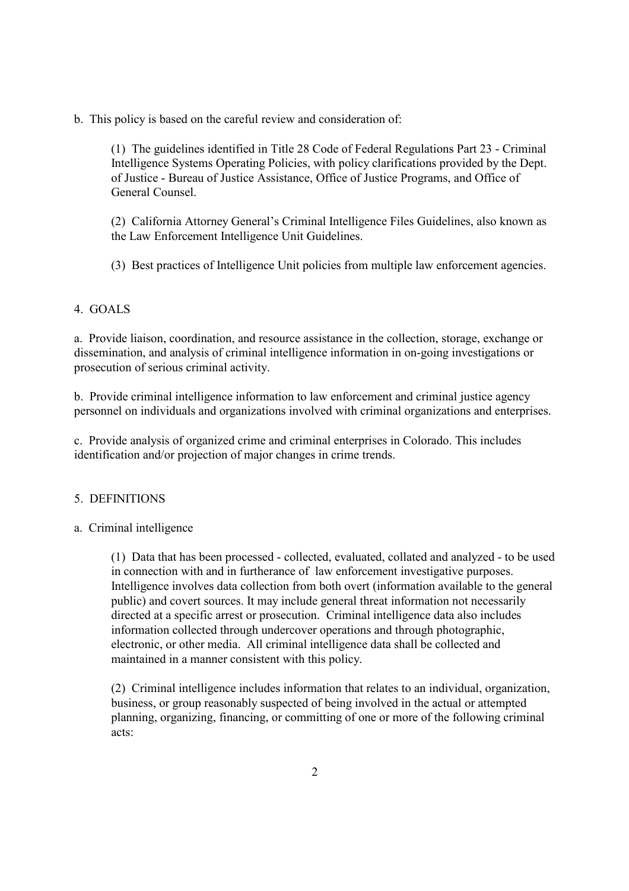b. This policy is based on the careful review and consideration of:

(1) The guidelines identified in Title 28 Code of Federal Regulations Part 23 - Criminal Intelligence Systems Operating Policies, with policy clarifications provided by the Dept. of Justice - Bureau of Justice Assistance, Office of Justice Programs, and Office of General Counsel.

(2) California Attorney General's Criminal Intelligence Files Guidelines, also known as the Law Enforcement Intelligence Unit Guidelines.

(3) Best practices of Intelligence Unit policies from multiple law enforcement agencies.

## 4. GOALS

a. Provide liaison, coordination, and resource assistance in the collection, storage, exchange or dissemination, and analysis of criminal intelligence information in on-going investigations or prosecution of serious criminal activity.

b. Provide criminal intelligence information to law enforcement and criminal justice agency personnel on individuals and organizations involved with criminal organizations and enterprises.

c. Provide analysis of organized crime and criminal enterprises in Colorado. This includes identification and/or projection of major changes in crime trends.

## 5. DEFINITIONS

a. Criminal intelligence

(1) Data that has been processed - collected, evaluated, collated and analyzed - to be used in connection with and in furtherance of law enforcement investigative purposes. Intelligence involves data collection from both overt (information available to the general public) and covert sources. It may include general threat information not necessarily directed at a specific arrest or prosecution. Criminal intelligence data also includes information collected through undercover operations and through photographic, electronic, or other media. All criminal intelligence data shall be collected and maintained in a manner consistent with this policy.

(2) Criminal intelligence includes information that relates to an individual, organization, business, or group reasonably suspected of being involved in the actual or attempted planning, organizing, financing, or committing of one or more of the following criminal acts: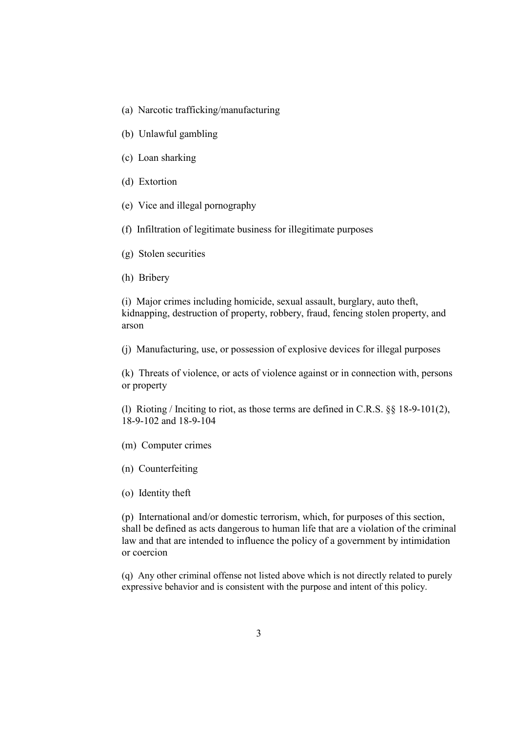(a) Narcotic trafficking/manufacturing

(b) Unlawful gambling

(c) Loan sharking

(d) Extortion

(e) Vice and illegal pornography

(f) Infiltration of legitimate business for illegitimate purposes

(g) Stolen securities

(h) Bribery

(i) Major crimes including homicide, sexual assault, burglary, auto theft, kidnapping, destruction of property, robbery, fraud, fencing stolen property, and arson

(j) Manufacturing, use, or possession of explosive devices for illegal purposes

(k) Threats of violence, or acts of violence against or in connection with, persons or property

(l) Rioting / Inciting to riot, as those terms are defined in C.R.S. §§ 18-9-101(2), 18-9-102 and 18-9-104

(m) Computer crimes

(n) Counterfeiting

(o) Identity theft

(p) International and/or domestic terrorism, which, for purposes of this section, shall be defined as acts dangerous to human life that are a violation of the criminal law and that are intended to influence the policy of a government by intimidation or coercion

(q) Any other criminal offense not listed above which is not directly related to purely expressive behavior and is consistent with the purpose and intent of this policy.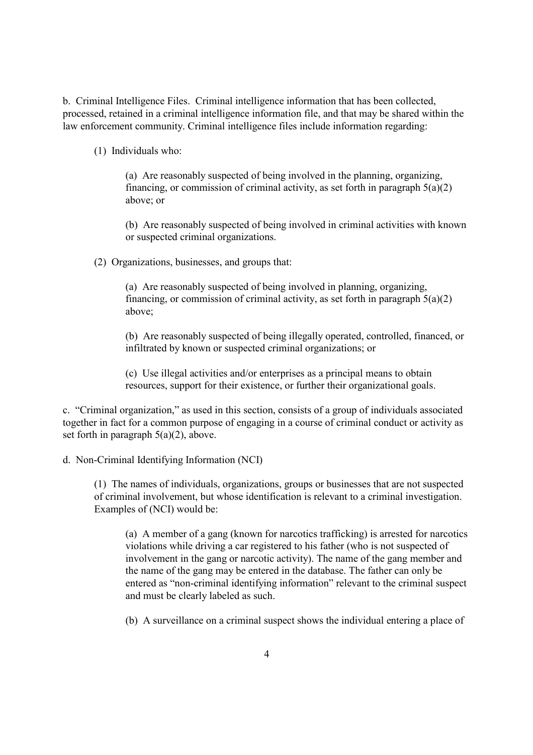b. Criminal Intelligence Files. Criminal intelligence information that has been collected, processed, retained in a criminal intelligence information file, and that may be shared within the law enforcement community. Criminal intelligence files include information regarding:

(1) Individuals who:

(a) Are reasonably suspected of being involved in the planning, organizing, financing, or commission of criminal activity, as set forth in paragraph 5(a)(2) above; or

(b) Are reasonably suspected of being involved in criminal activities with known or suspected criminal organizations.

(2) Organizations, businesses, and groups that:

(a) Are reasonably suspected of being involved in planning, organizing, financing, or commission of criminal activity, as set forth in paragraph 5(a)(2) above;

(b) Are reasonably suspected of being illegally operated, controlled, financed, or infiltrated by known or suspected criminal organizations; or

(c) Use illegal activities and/or enterprises as a principal means to obtain resources, support for their existence, or further their organizational goals.

c. "Criminal organization," as used in this section, consists of a group of individuals associated together in fact for a common purpose of engaging in a course of criminal conduct or activity as set forth in paragraph 5(a)(2), above.

d. Non-Criminal Identifying Information (NCI)

(1) The names of individuals, organizations, groups or businesses that are not suspected of criminal involvement, but whose identification is relevant to a criminal investigation. Examples of (NCI) would be:

(a) A member of a gang (known for narcotics trafficking) is arrested for narcotics violations while driving a car registered to his father (who is not suspected of involvement in the gang or narcotic activity). The name of the gang member and the name of the gang may be entered in the database. The father can only be entered as "non-criminal identifying information" relevant to the criminal suspect and must be clearly labeled as such.

(b) A surveillance on a criminal suspect shows the individual entering a place of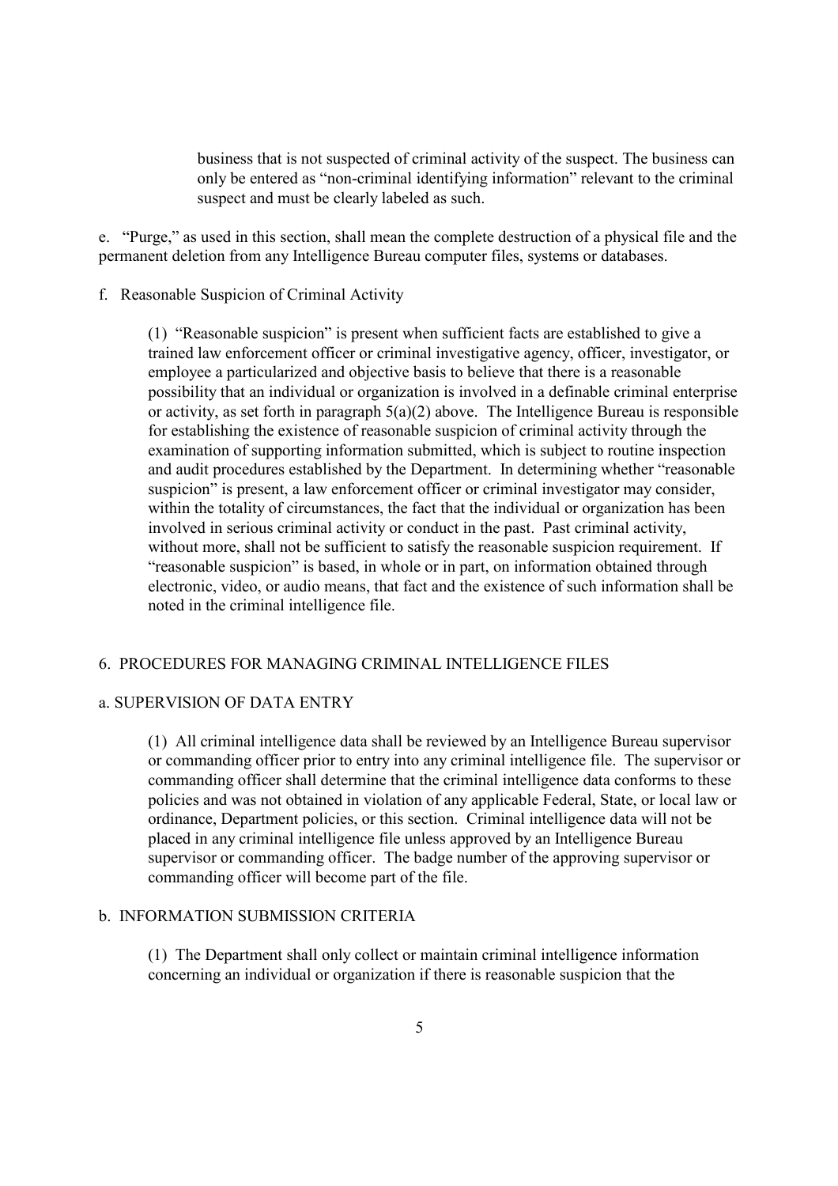business that is not suspected of criminal activity of the suspect. The business can only be entered as "non-criminal identifying information" relevant to the criminal suspect and must be clearly labeled as such.

e. "Purge," as used in this section, shall mean the complete destruction of a physical file and the permanent deletion from any Intelligence Bureau computer files, systems or databases.

f. Reasonable Suspicion of Criminal Activity

(1) "Reasonable suspicion" is present when sufficient facts are established to give a trained law enforcement officer or criminal investigative agency, officer, investigator, or employee a particularized and objective basis to believe that there is a reasonable possibility that an individual or organization is involved in a definable criminal enterprise or activity, as set forth in paragraph 5(a)(2) above. The Intelligence Bureau is responsible for establishing the existence of reasonable suspicion of criminal activity through the examination of supporting information submitted, which is subject to routine inspection and audit procedures established by the Department. In determining whether "reasonable suspicion" is present, a law enforcement officer or criminal investigator may consider, within the totality of circumstances, the fact that the individual or organization has been involved in serious criminal activity or conduct in the past. Past criminal activity, without more, shall not be sufficient to satisfy the reasonable suspicion requirement. If "reasonable suspicion" is based, in whole or in part, on information obtained through electronic, video, or audio means, that fact and the existence of such information shall be noted in the criminal intelligence file.

## 6. PROCEDURES FOR MANAGING CRIMINAL INTELLIGENCE FILES

### a. SUPERVISION OF DATA ENTRY

(1) All criminal intelligence data shall be reviewed by an Intelligence Bureau supervisor or commanding officer prior to entry into any criminal intelligence file. The supervisor or commanding officer shall determine that the criminal intelligence data conforms to these policies and was not obtained in violation of any applicable Federal, State, or local law or ordinance, Department policies, or this section. Criminal intelligence data will not be placed in any criminal intelligence file unless approved by an Intelligence Bureau supervisor or commanding officer. The badge number of the approving supervisor or commanding officer will become part of the file.

### b. INFORMATION SUBMISSION CRITERIA

(1) The Department shall only collect or maintain criminal intelligence information concerning an individual or organization if there is reasonable suspicion that the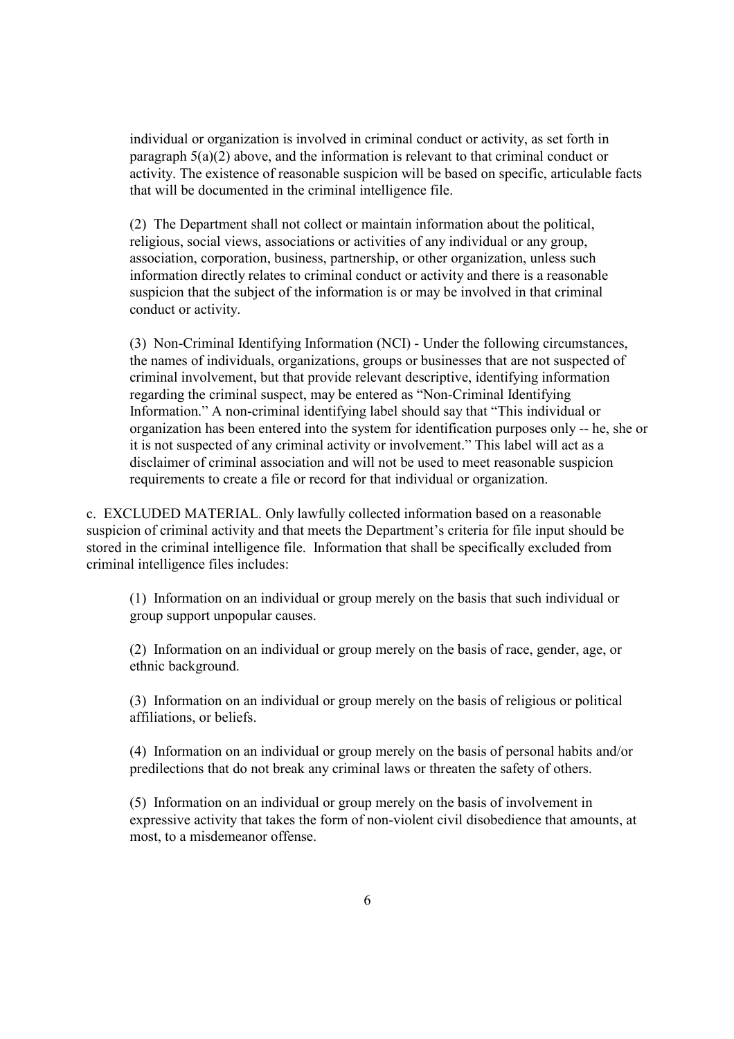individual or organization is involved in criminal conduct or activity, as set forth in paragraph 5(a)(2) above, and the information is relevant to that criminal conduct or activity. The existence of reasonable suspicion will be based on specific, articulable facts that will be documented in the criminal intelligence file.

(2) The Department shall not collect or maintain information about the political, religious, social views, associations or activities of any individual or any group, association, corporation, business, partnership, or other organization, unless such information directly relates to criminal conduct or activity and there is a reasonable suspicion that the subject of the information is or may be involved in that criminal conduct or activity.

(3) Non-Criminal Identifying Information (NCI) - Under the following circumstances, the names of individuals, organizations, groups or businesses that are not suspected of criminal involvement, but that provide relevant descriptive, identifying information regarding the criminal suspect, may be entered as "Non-Criminal Identifying Information." A non-criminal identifying label should say that "This individual or organization has been entered into the system for identification purposes only -- he, she or it is not suspected of any criminal activity or involvement." This label will act as a disclaimer of criminal association and will not be used to meet reasonable suspicion requirements to create a file or record for that individual or organization.

c. EXCLUDED MATERIAL. Only lawfully collected information based on a reasonable suspicion of criminal activity and that meets the Department's criteria for file input should be stored in the criminal intelligence file. Information that shall be specifically excluded from criminal intelligence files includes:

(1) Information on an individual or group merely on the basis that such individual or group support unpopular causes.

(2) Information on an individual or group merely on the basis of race, gender, age, or ethnic background.

(3) Information on an individual or group merely on the basis of religious or political affiliations, or beliefs.

(4) Information on an individual or group merely on the basis of personal habits and/or predilections that do not break any criminal laws or threaten the safety of others.

(5) Information on an individual or group merely on the basis of involvement in expressive activity that takes the form of non-violent civil disobedience that amounts, at most, to a misdemeanor offense.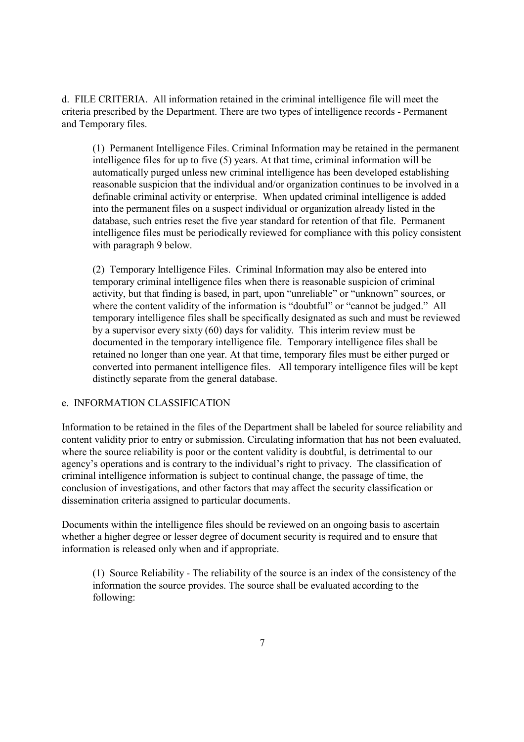d. FILE CRITERIA. All information retained in the criminal intelligence file will meet the criteria prescribed by the Department. There are two types of intelligence records - Permanent and Temporary files.

(1) Permanent Intelligence Files. Criminal Information may be retained in the permanent intelligence files for up to five (5) years. At that time, criminal information will be automatically purged unless new criminal intelligence has been developed establishing reasonable suspicion that the individual and/or organization continues to be involved in a definable criminal activity or enterprise. When updated criminal intelligence is added into the permanent files on a suspect individual or organization already listed in the database, such entries reset the five year standard for retention of that file. Permanent intelligence files must be periodically reviewed for compliance with this policy consistent with paragraph 9 below.

(2) Temporary Intelligence Files. Criminal Information may also be entered into temporary criminal intelligence files when there is reasonable suspicion of criminal activity, but that finding is based, in part, upon "unreliable" or "unknown" sources, or where the content validity of the information is "doubtful" or "cannot be judged." All temporary intelligence files shall be specifically designated as such and must be reviewed by a supervisor every sixty (60) days for validity. This interim review must be documented in the temporary intelligence file. Temporary intelligence files shall be retained no longer than one year. At that time, temporary files must be either purged or converted into permanent intelligence files. All temporary intelligence files will be kept distinctly separate from the general database.

e. INFORMATION CLASSIFICATION

Information to be retained in the files of the Department shall be labeled for source reliability and content validity prior to entry or submission. Circulating information that has not been evaluated, where the source reliability is poor or the content validity is doubtful, is detrimental to our agency's operations and is contrary to the individual's right to privacy. The classification of criminal intelligence information is subject to continual change, the passage of time, the conclusion of investigations, and other factors that may affect the security classification or dissemination criteria assigned to particular documents.

Documents within the intelligence files should be reviewed on an ongoing basis to ascertain whether a higher degree or lesser degree of document security is required and to ensure that information is released only when and if appropriate.

(1) Source Reliability - The reliability of the source is an index of the consistency of the information the source provides. The source shall be evaluated according to the following: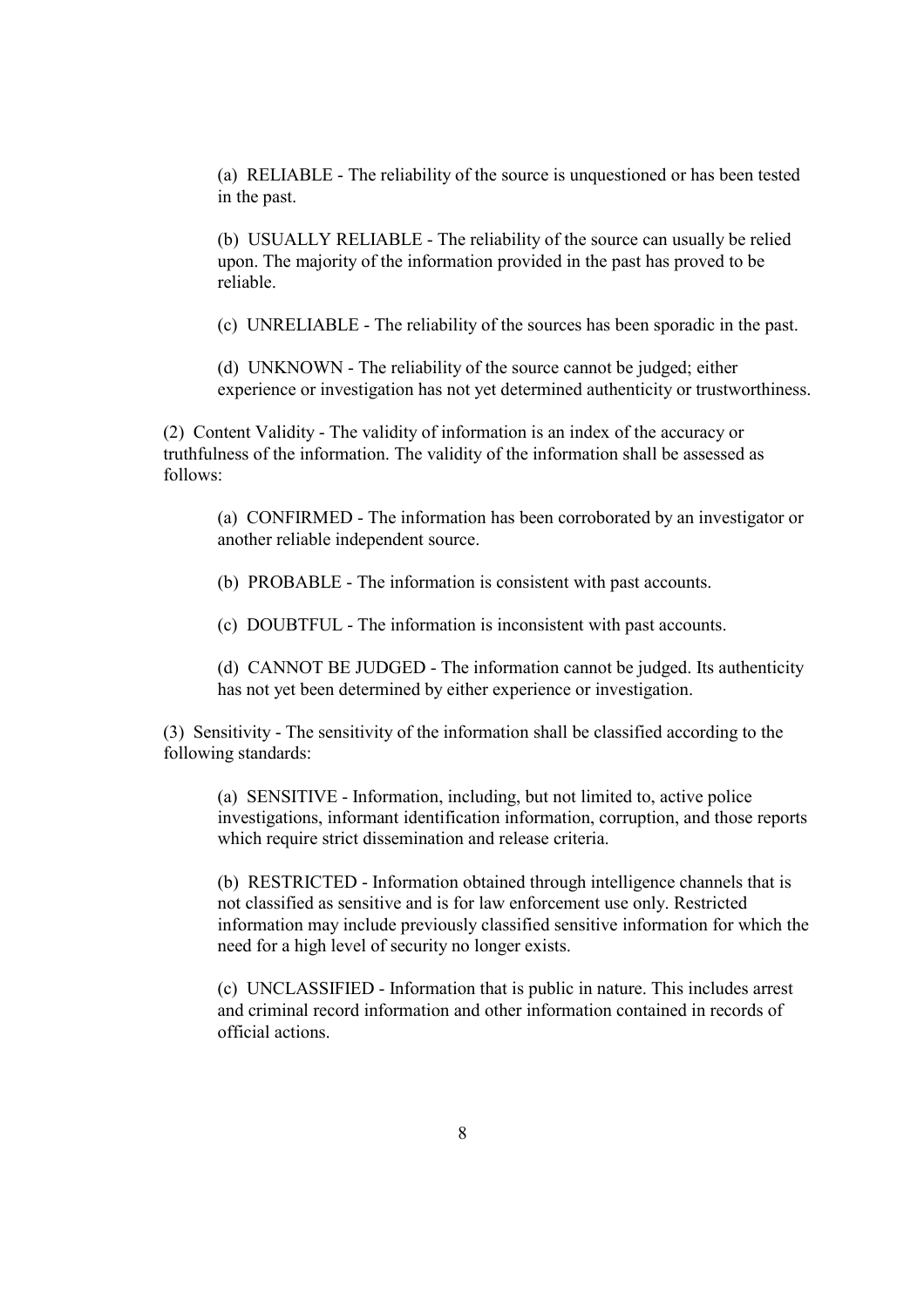(a) RELIABLE - The reliability of the source is unquestioned or has been tested in the past.

(b) USUALLY RELIABLE - The reliability of the source can usually be relied upon. The majority of the information provided in the past has proved to be reliable.

(c) UNRELIABLE - The reliability of the sources has been sporadic in the past.

(d) UNKNOWN - The reliability of the source cannot be judged; either experience or investigation has not yet determined authenticity or trustworthiness.

(2) Content Validity - The validity of information is an index of the accuracy or truthfulness of the information. The validity of the information shall be assessed as follows:

(a) CONFIRMED - The information has been corroborated by an investigator or another reliable independent source.

(b) PROBABLE - The information is consistent with past accounts.

(c) DOUBTFUL - The information is inconsistent with past accounts.

(d) CANNOT BE JUDGED - The information cannot be judged. Its authenticity has not yet been determined by either experience or investigation.

(3) Sensitivity - The sensitivity of the information shall be classified according to the following standards:

(a) SENSITIVE - Information, including, but not limited to, active police investigations, informant identification information, corruption, and those reports which require strict dissemination and release criteria.

(b) RESTRICTED - Information obtained through intelligence channels that is not classified as sensitive and is for law enforcement use only. Restricted information may include previously classified sensitive information for which the need for a high level of security no longer exists.

(c) UNCLASSIFIED - Information that is public in nature. This includes arrest and criminal record information and other information contained in records of official actions.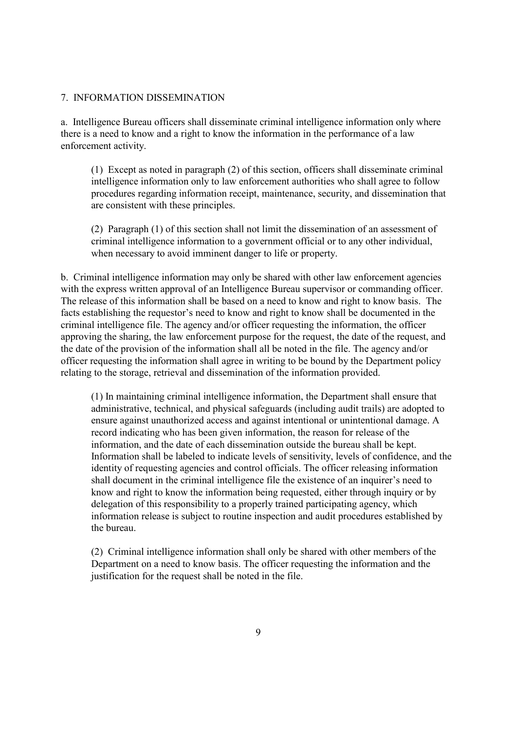## 7. INFORMATION DISSEMINATION

a. Intelligence Bureau officers shall disseminate criminal intelligence information only where there is a need to know and a right to know the information in the performance of a law enforcement activity.

> (1) Except as noted in paragraph (2) of this section, officers shall disseminate criminal intelligence information only to law enforcement authorities who shall agree to follow procedures regarding information receipt, maintenance, security, and dissemination that are consistent with these principles.
>
> (2) Paragraph (1) of this section shall not limit the dissemination of an assessment of criminal intelligence information to a government official or to any other individual, when necessary to avoid imminent danger to life or property.

b. Criminal intelligence information may only be shared with other law enforcement agencies with the express written approval of an Intelligence Bureau supervisor or commanding officer. The release of this information shall be based on a need to know and right to know basis. The facts establishing the requestor's need to know and right to know shall be documented in the criminal intelligence file. The agency and/or officer requesting the information, the officer approving the sharing, the law enforcement purpose for the request, the date of the request, and the date of the provision of the information shall all be noted in the file. The agency and/or officer requesting the information shall agree in writing to be bound by the Department policy relating to the storage, retrieval and dissemination of the information provided.

> (1) In maintaining criminal intelligence information, the Department shall ensure that administrative, technical, and physical safeguards (including audit trails) are adopted to ensure against unauthorized access and against intentional or unintentional damage. A record indicating who has been given information, the reason for release of the information, and the date of each dissemination outside the bureau shall be kept. Information shall be labeled to indicate levels of sensitivity, levels of confidence, and the identity of requesting agencies and control officials. The officer releasing information shall document in the criminal intelligence file the existence of an inquirer's need to know and right to know the information being requested, either through inquiry or by delegation of this responsibility to a properly trained participating agency, which information release is subject to routine inspection and audit procedures established by the bureau.
>
> (2) Criminal intelligence information shall only be shared with other members of the Department on a need to know basis. The officer requesting the information and the justification for the request shall be noted in the file.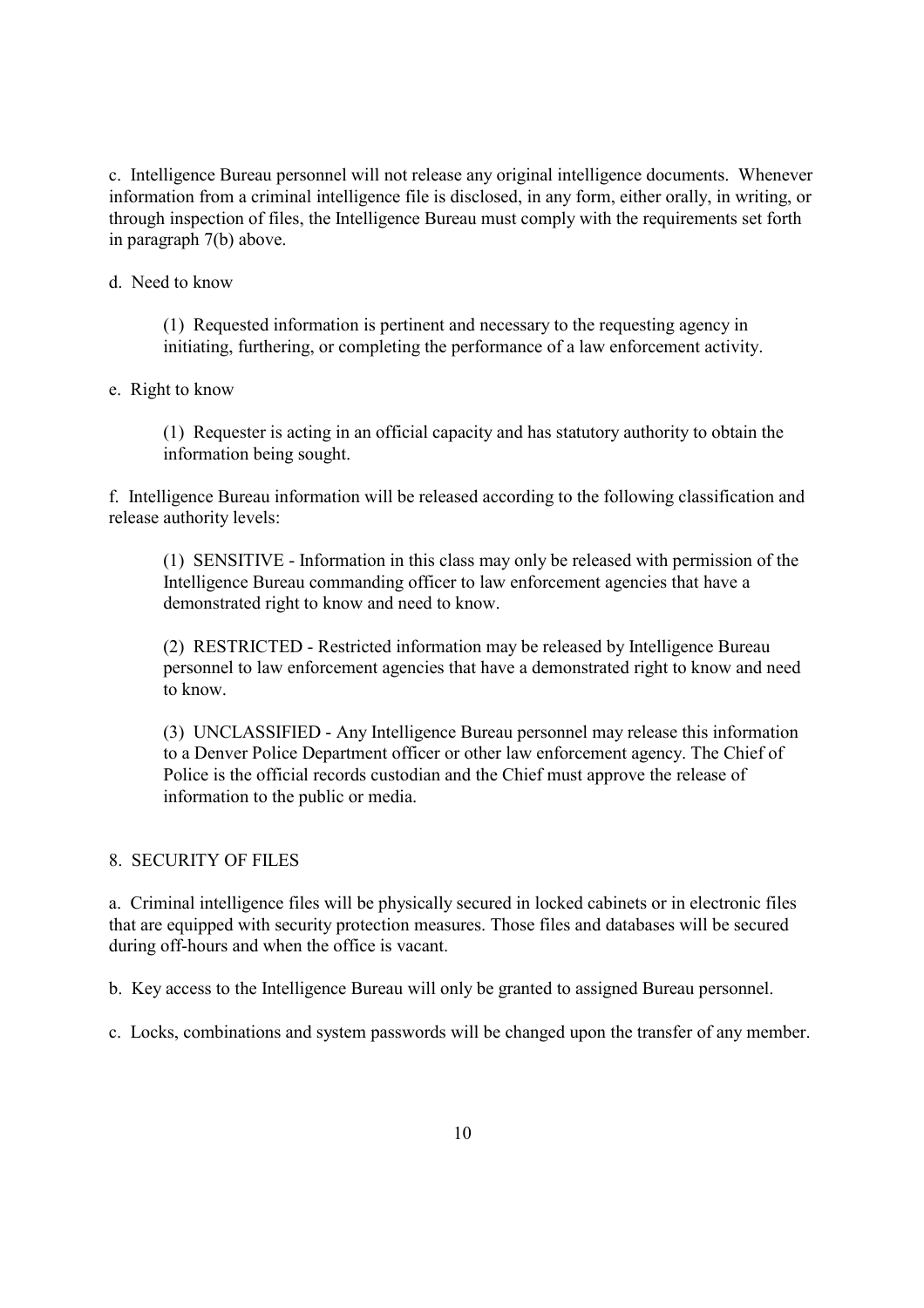c. Intelligence Bureau personnel will not release any original intelligence documents. Whenever information from a criminal intelligence file is disclosed, in any form, either orally, in writing, or through inspection of files, the Intelligence Bureau must comply with the requirements set forth in paragraph 7(b) above.

d. Need to know

> (1) Requested information is pertinent and necessary to the requesting agency in initiating, furthering, or completing the performance of a law enforcement activity.

e. Right to know

> (1) Requester is acting in an official capacity and has statutory authority to obtain the information being sought.

f. Intelligence Bureau information will be released according to the following classification and release authority levels:

> (1) SENSITIVE - Information in this class may only be released with permission of the Intelligence Bureau commanding officer to law enforcement agencies that have a demonstrated right to know and need to know.
>
> (2) RESTRICTED - Restricted information may be released by Intelligence Bureau personnel to law enforcement agencies that have a demonstrated right to know and need to know.
>
> (3) UNCLASSIFIED - Any Intelligence Bureau personnel may release this information to a Denver Police Department officer or other law enforcement agency. The Chief of Police is the official records custodian and the Chief must approve the release of information to the public or media.

## 8. SECURITY OF FILES

a. Criminal intelligence files will be physically secured in locked cabinets or in electronic files that are equipped with security protection measures. Those files and databases will be secured during off-hours and when the office is vacant.

b. Key access to the Intelligence Bureau will only be granted to assigned Bureau personnel.

c. Locks, combinations and system passwords will be changed upon the transfer of any member.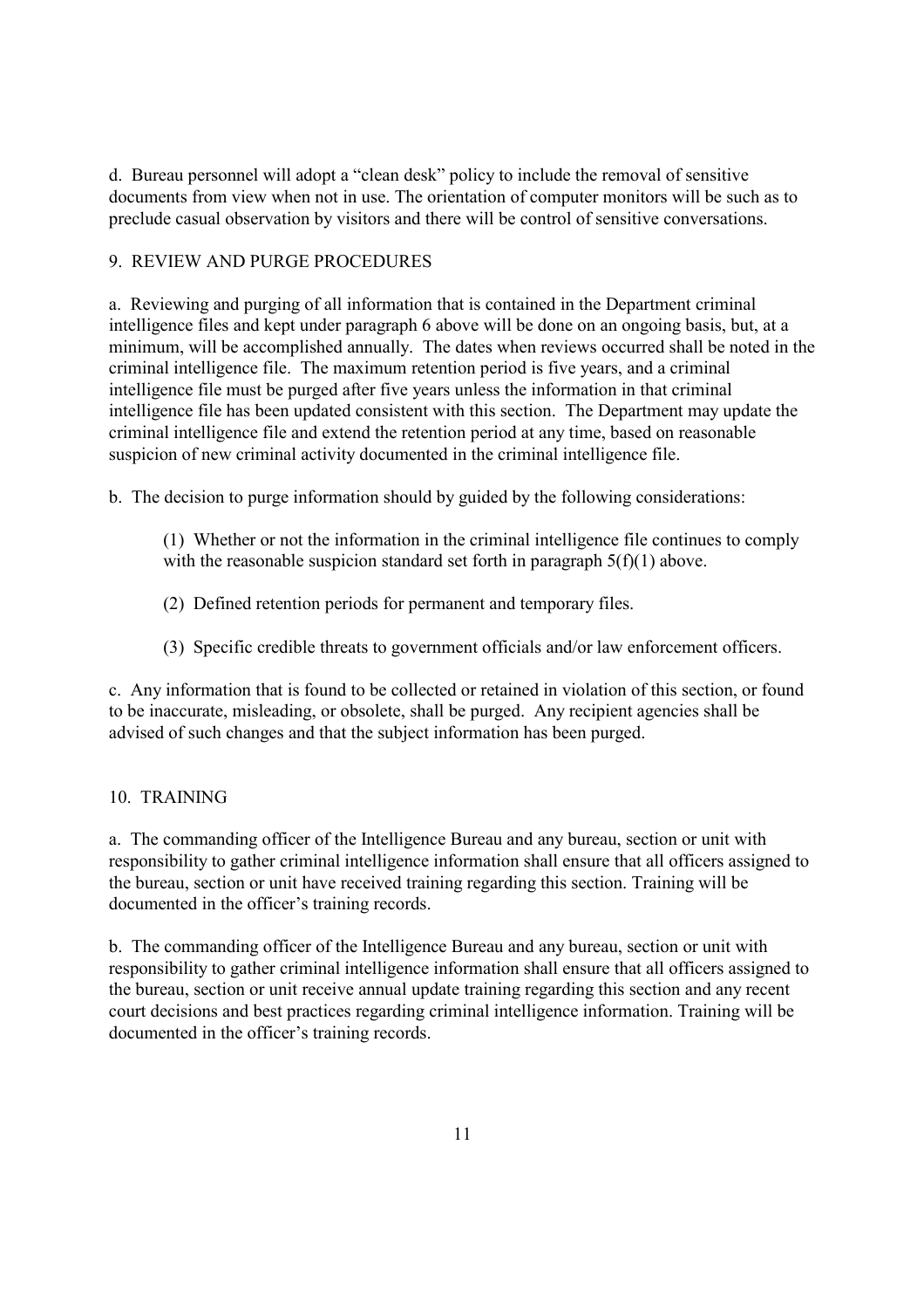d. Bureau personnel will adopt a "clean desk" policy to include the removal of sensitive documents from view when not in use. The orientation of computer monitors will be such as to preclude casual observation by visitors and there will be control of sensitive conversations.

## 9. REVIEW AND PURGE PROCEDURES

a. Reviewing and purging of all information that is contained in the Department criminal intelligence files and kept under paragraph 6 above will be done on an ongoing basis, but, at a minimum, will be accomplished annually. The dates when reviews occurred shall be noted in the criminal intelligence file. The maximum retention period is five years, and a criminal intelligence file must be purged after five years unless the information in that criminal intelligence file has been updated consistent with this section. The Department may update the criminal intelligence file and extend the retention period at any time, based on reasonable suspicion of new criminal activity documented in the criminal intelligence file.

b. The decision to purge information should by guided by the following considerations:

(1) Whether or not the information in the criminal intelligence file continues to comply with the reasonable suspicion standard set forth in paragraph 5(f)(1) above.

(2) Defined retention periods for permanent and temporary files.

(3) Specific credible threats to government officials and/or law enforcement officers.

c. Any information that is found to be collected or retained in violation of this section, or found to be inaccurate, misleading, or obsolete, shall be purged. Any recipient agencies shall be advised of such changes and that the subject information has been purged.

## 10. TRAINING

a. The commanding officer of the Intelligence Bureau and any bureau, section or unit with responsibility to gather criminal intelligence information shall ensure that all officers assigned to the bureau, section or unit have received training regarding this section. Training will be documented in the officer's training records.

b. The commanding officer of the Intelligence Bureau and any bureau, section or unit with responsibility to gather criminal intelligence information shall ensure that all officers assigned to the bureau, section or unit receive annual update training regarding this section and any recent court decisions and best practices regarding criminal intelligence information. Training will be documented in the officer's training records.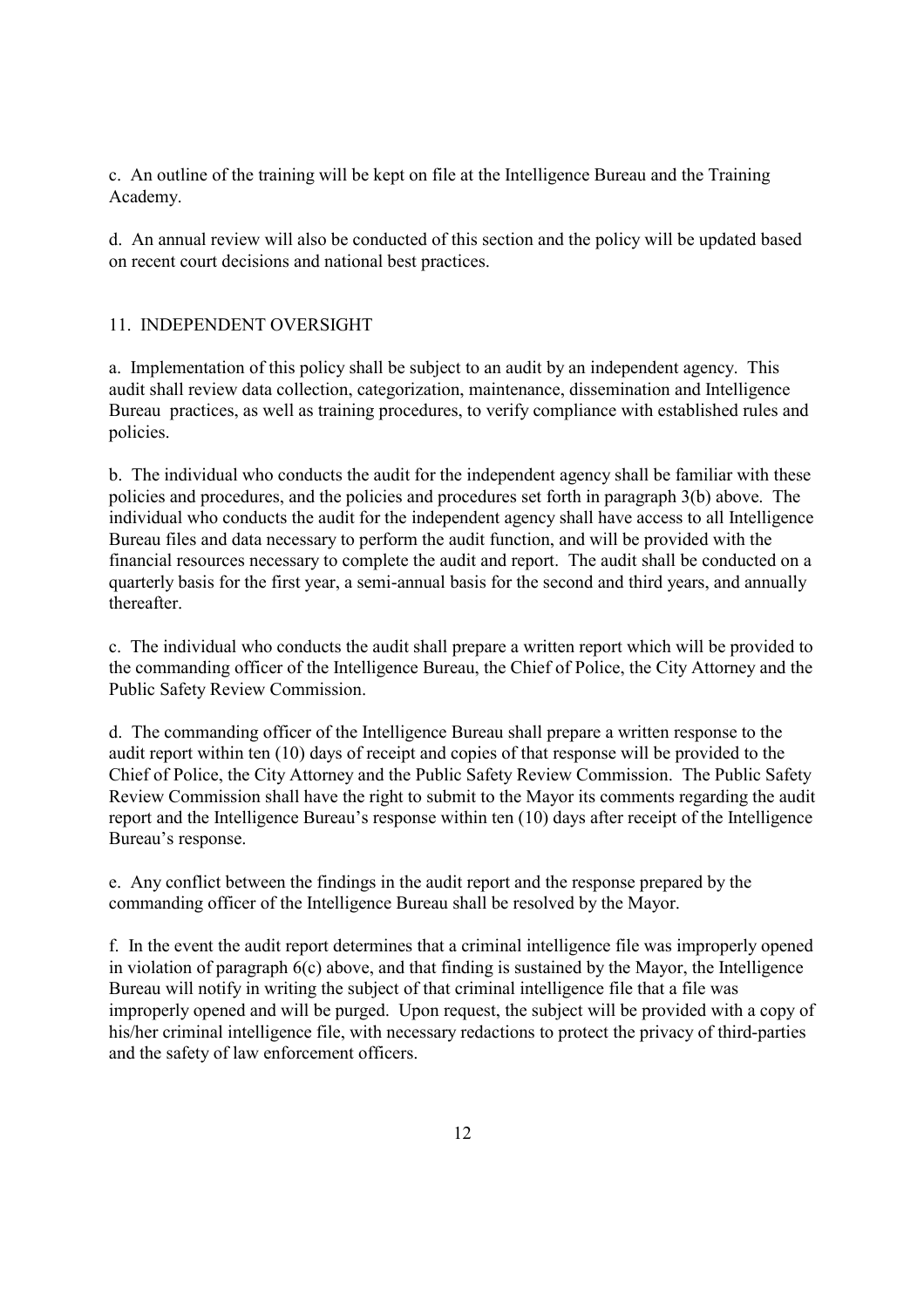c. An outline of the training will be kept on file at the Intelligence Bureau and the Training Academy.

d. An annual review will also be conducted of this section and the policy will be updated based on recent court decisions and national best practices.

## 11. INDEPENDENT OVERSIGHT

a. Implementation of this policy shall be subject to an audit by an independent agency. This audit shall review data collection, categorization, maintenance, dissemination and Intelligence Bureau practices, as well as training procedures, to verify compliance with established rules and policies.

b. The individual who conducts the audit for the independent agency shall be familiar with these policies and procedures, and the policies and procedures set forth in paragraph 3(b) above. The individual who conducts the audit for the independent agency shall have access to all Intelligence Bureau files and data necessary to perform the audit function, and will be provided with the financial resources necessary to complete the audit and report. The audit shall be conducted on a quarterly basis for the first year, a semi-annual basis for the second and third years, and annually thereafter.

c. The individual who conducts the audit shall prepare a written report which will be provided to the commanding officer of the Intelligence Bureau, the Chief of Police, the City Attorney and the Public Safety Review Commission.

d. The commanding officer of the Intelligence Bureau shall prepare a written response to the audit report within ten (10) days of receipt and copies of that response will be provided to the Chief of Police, the City Attorney and the Public Safety Review Commission. The Public Safety Review Commission shall have the right to submit to the Mayor its comments regarding the audit report and the Intelligence Bureau's response within ten (10) days after receipt of the Intelligence Bureau's response.

e. Any conflict between the findings in the audit report and the response prepared by the commanding officer of the Intelligence Bureau shall be resolved by the Mayor.

f. In the event the audit report determines that a criminal intelligence file was improperly opened in violation of paragraph 6(c) above, and that finding is sustained by the Mayor, the Intelligence Bureau will notify in writing the subject of that criminal intelligence file that a file was improperly opened and will be purged. Upon request, the subject will be provided with a copy of his/her criminal intelligence file, with necessary redactions to protect the privacy of third-parties and the safety of law enforcement officers.